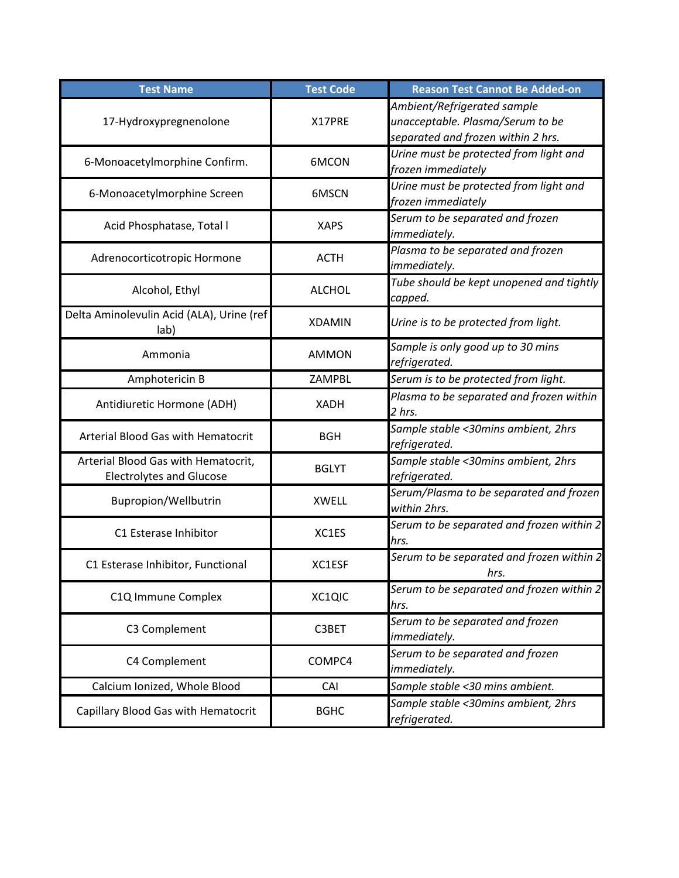| Test Name | Test Code | Reason Test Cannot Be Added-on |
| --- | --- | --- |
| 17-Hydroxypregnenolone | X17PRE | *Ambient/Refrigerated sample unacceptable. Plasma/Serum to be separated and frozen within 2 hrs.* |
| 6-Monoacetylmorphine Confirm. | 6MCON | *Urine must be protected from light and frozen immediately* |
| 6-Monoacetylmorphine Screen | 6MSCN | *Urine must be protected from light and frozen immediately* |
| Acid Phosphatase, Total l | XAPS | *Serum to be separated and frozen immediately.* |
| Adrenocorticotropic Hormone | ACTH | *Plasma to be separated and frozen immediately.* |
| Alcohol, Ethyl | ALCHOL | *Tube should be kept unopened and tightly capped.* |
| Delta Aminolevulin Acid (ALA), Urine (ref lab) | XDAMIN | *Urine is to be protected from light.* |
| Ammonia | AMMON | *Sample is only good up to 30 mins refrigerated.* |
| Amphotericin B | ZAMPBL | *Serum is to be protected from light.* |
| Antidiuretic Hormone (ADH) | XADH | *Plasma to be separated and frozen within 2 hrs.* |
| Arterial Blood Gas with Hematocrit | BGH | *Sample stable <30mins ambient, 2hrs refrigerated.* |
| Arterial Blood Gas with Hematocrit, Electrolytes and Glucose | BGLYT | *Sample stable <30mins ambient, 2hrs refrigerated.* |
| Bupropion/Wellbutrin | XWELL | *Serum/Plasma to be separated and frozen within 2hrs.* |
| C1 Esterase Inhibitor | XC1ES | *Serum to be separated and frozen within 2 hrs.* |
| C1 Esterase Inhibitor, Functional | XC1ESF | *Serum to be separated and frozen within 2 hrs.* |
| C1Q Immune Complex | XC1QIC | *Serum to be separated and frozen within 2 hrs.* |
| C3 Complement | C3BET | *Serum to be separated and frozen immediately.* |
| C4 Complement | COMPC4 | *Serum to be separated and frozen immediately.* |
| Calcium Ionized, Whole Blood | CAI | *Sample stable <30 mins ambient.* |
| Capillary Blood Gas with Hematocrit | BGHC | *Sample stable <30mins ambient, 2hrs refrigerated.* |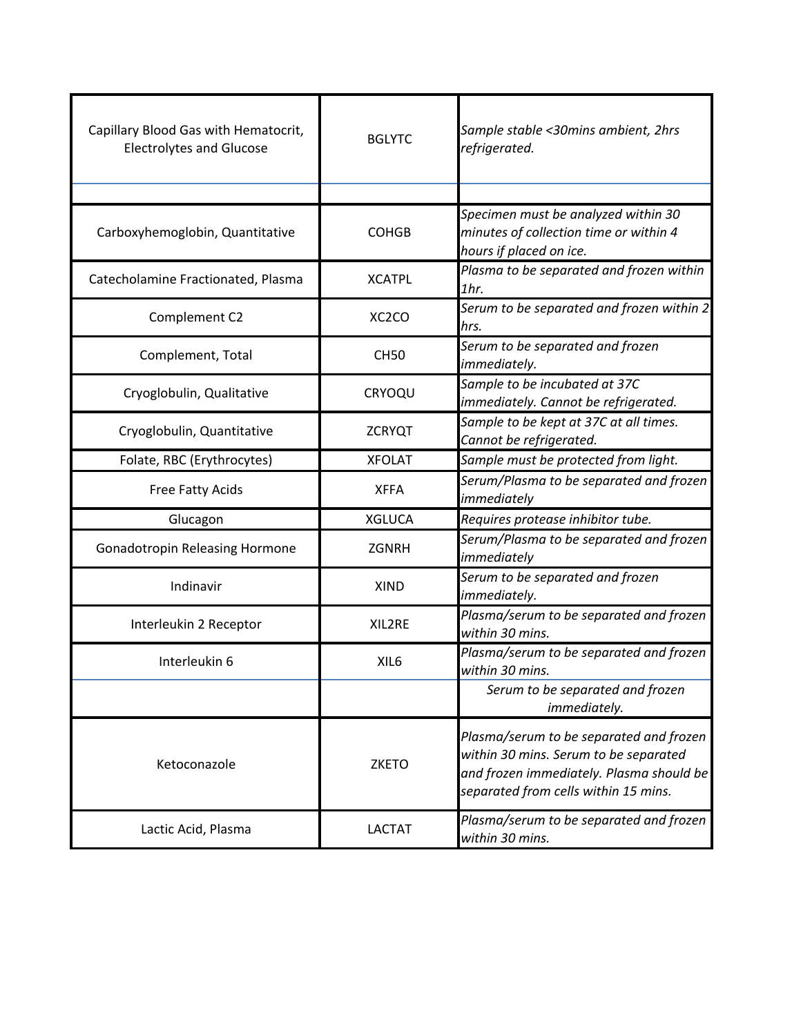| | | |
|---|---|---|
| Capillary Blood Gas with Hematocrit, Electrolytes and Glucose | BGLYTC | *Sample stable <30mins ambient, 2hrs refrigerated.* |
| | | |
| Carboxyhemoglobin, Quantitative | COHGB | *Specimen must be analyzed within 30 minutes of collection time or within 4 hours if placed on ice.* |
| Catecholamine Fractionated, Plasma | XCATPL | *Plasma to be separated and frozen within 1hr.* |
| Complement C2 | XC2CO | *Serum to be separated and frozen within 2 hrs.* |
| Complement, Total | CH50 | *Serum to be separated and frozen immediately.* |
| Cryoglobulin, Qualitative | CRYOQU | *Sample to be incubated at 37C immediately. Cannot be refrigerated.* |
| Cryoglobulin, Quantitative | ZCRYQT | *Sample to be kept at 37C at all times. Cannot be refrigerated.* |
| Folate, RBC (Erythrocytes) | XFOLAT | *Sample must be protected from light.* |
| Free Fatty Acids | XFFA | *Serum/Plasma to be separated and frozen immediately* |
| Glucagon | XGLUCA | *Requires protease inhibitor tube.* |
| Gonadotropin Releasing Hormone | ZGNRH | *Serum/Plasma to be separated and frozen immediately* |
| Indinavir | XIND | *Serum to be separated and frozen immediately.* |
| Interleukin 2 Receptor | XIL2RE | *Plasma/serum to be separated and frozen within 30 mins.* |
| Interleukin 6 | XIL6 | *Plasma/serum to be separated and frozen within 30 mins.* |
| | | *Serum to be separated and frozen immediately.* |
| Ketoconazole | ZKETO | *Plasma/serum to be separated and frozen within 30 mins. Serum to be separated and frozen immediately. Plasma should be separated from cells within 15 mins.* |
| Lactic Acid, Plasma | LACTAT | *Plasma/serum to be separated and frozen within 30 mins.* |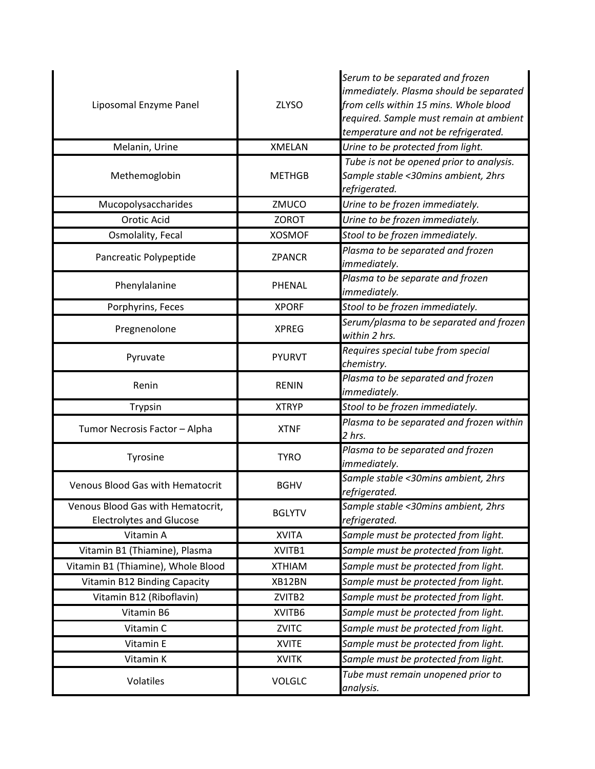| | | |
|---|---|---|
| Liposomal Enzyme Panel | ZLYSO | *Serum to be separated and frozen immediately. Plasma should be separated from cells within 15 mins. Whole blood required. Sample must remain at ambient temperature and not be refrigerated.* |
| Melanin, Urine | XMELAN | *Urine to be protected from light.* |
| Methemoglobin | METHGB | *Tube is not be opened prior to analysis. Sample stable <30mins ambient, 2hrs refrigerated.* |
| Mucopolysaccharides | ZMUCO | *Urine to be frozen immediately.* |
| Orotic Acid | ZOROT | *Urine to be frozen immediately.* |
| Osmolality, Fecal | XOSMOF | *Stool to be frozen immediately.* |
| Pancreatic Polypeptide | ZPANCR | *Plasma to be separated and frozen immediately.* |
| Phenylalanine | PHENAL | *Plasma to be separate and frozen immediately.* |
| Porphyrins, Feces | XPORF | *Stool to be frozen immediately.* |
| Pregnenolone | XPREG | *Serum/plasma to be separated and frozen within 2 hrs.* |
| Pyruvate | PYURVT | *Requires special tube from special chemistry.* |
| Renin | RENIN | *Plasma to be separated and frozen immediately.* |
| Trypsin | XTRYP | *Stool to be frozen immediately.* |
| Tumor Necrosis Factor – Alpha | XTNF | *Plasma to be separated and frozen within 2 hrs.* |
| Tyrosine | TYRO | *Plasma to be separated and frozen immediately.* |
| Venous Blood Gas with Hematocrit | BGHV | *Sample stable <30mins ambient, 2hrs refrigerated.* |
| Venous Blood Gas with Hematocrit, Electrolytes and Glucose | BGLYTV | *Sample stable <30mins ambient, 2hrs refrigerated.* |
| Vitamin A | XVITA | *Sample must be protected from light.* |
| Vitamin B1 (Thiamine), Plasma | XVITB1 | *Sample must be protected from light.* |
| Vitamin B1 (Thiamine), Whole Blood | XTHIAM | *Sample must be protected from light.* |
| Vitamin B12 Binding Capacity | XB12BN | *Sample must be protected from light.* |
| Vitamin B12 (Riboflavin) | ZVITB2 | *Sample must be protected from light.* |
| Vitamin B6 | XVITB6 | *Sample must be protected from light.* |
| Vitamin C | ZVITC | *Sample must be protected from light.* |
| Vitamin E | XVITE | *Sample must be protected from light.* |
| Vitamin K | XVITK | *Sample must be protected from light.* |
| Volatiles | VOLGLC | *Tube must remain unopened prior to analysis.* |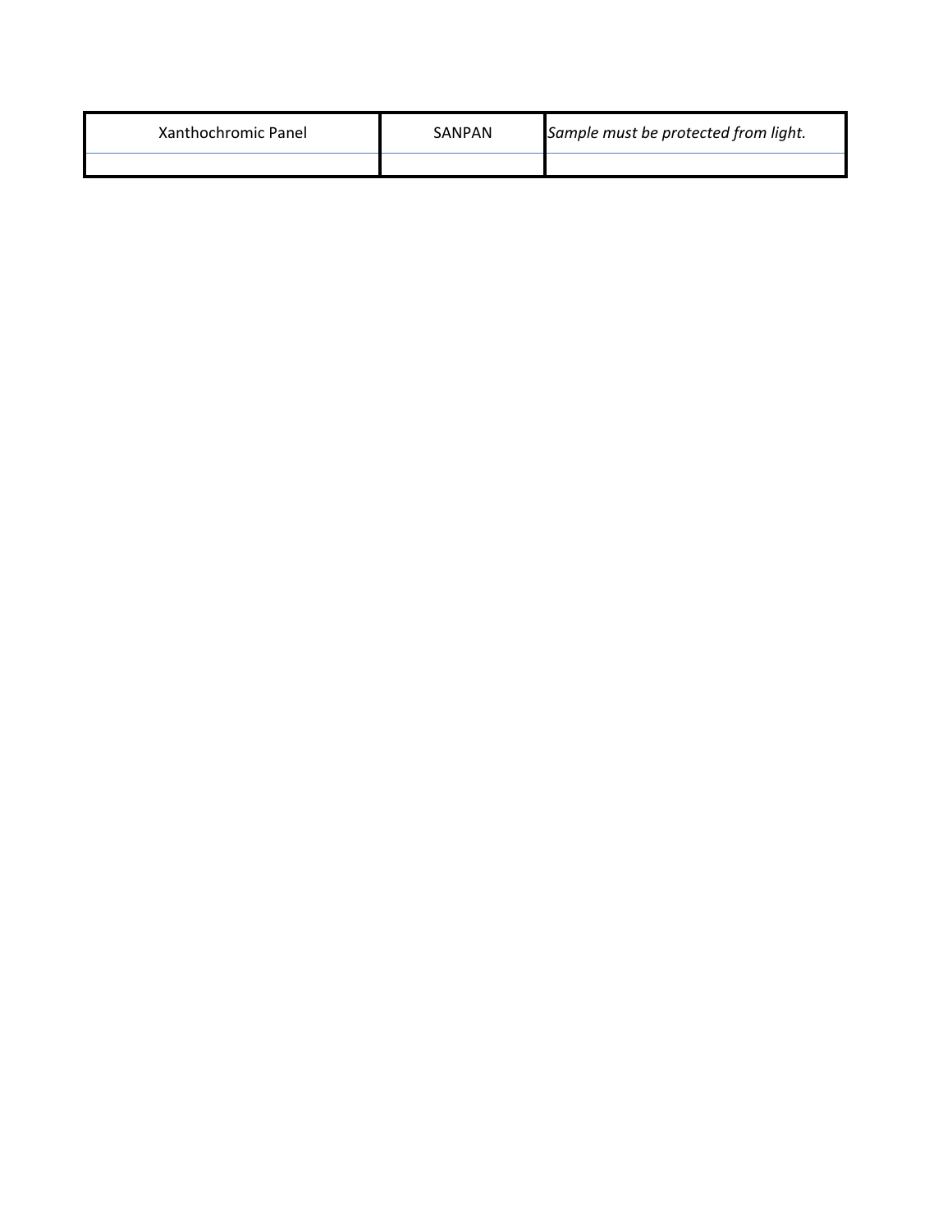| | | |
|---|---|---|
| Xanthochromic Panel | SANPAN | *Sample must be protected from light.* |
| | | |